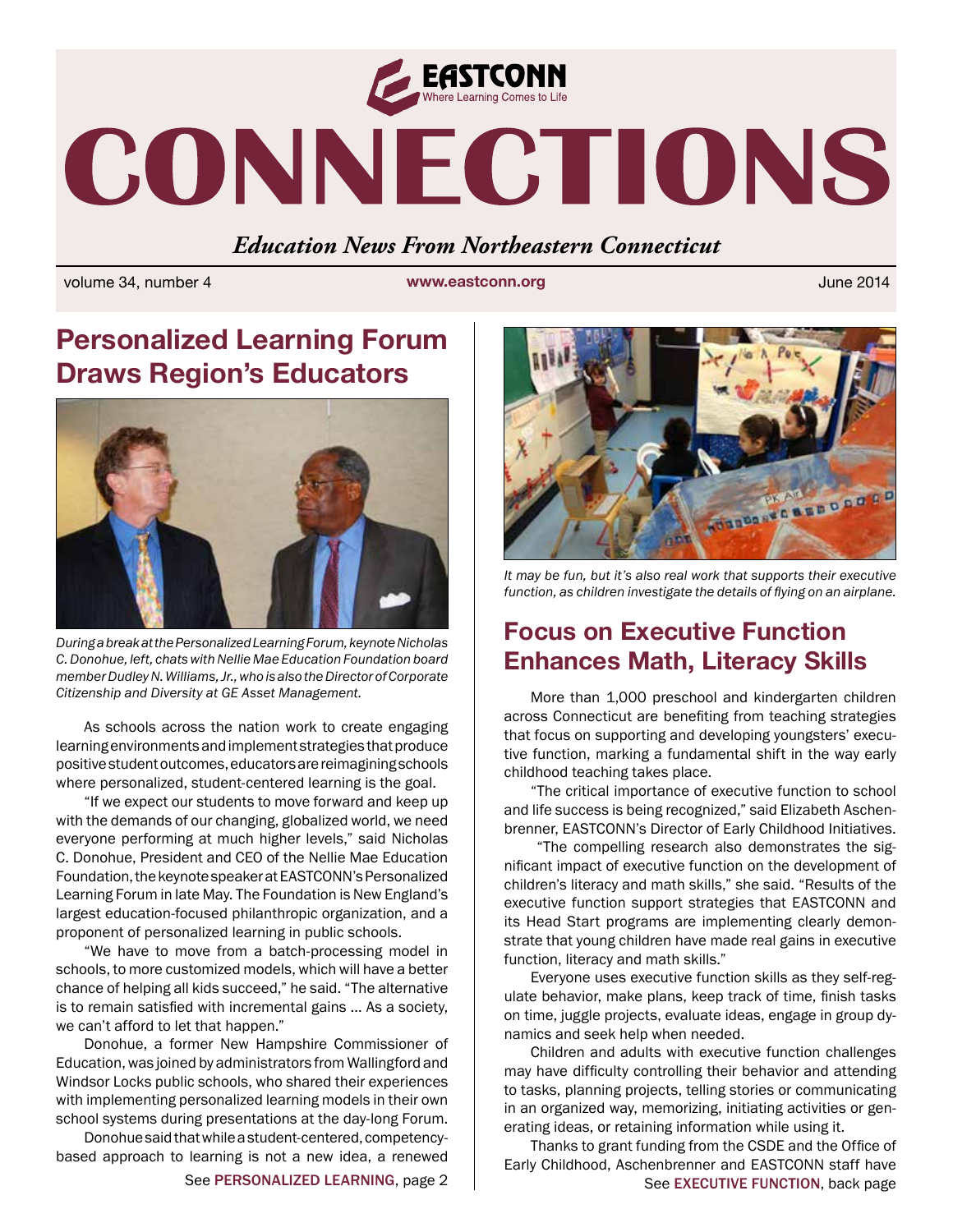# CONNECTIONS

EASTCONN
Where Learning Comes to Life

*Education News From Northeastern Connecticut*

volume 34, number 4 | www.eastconn.org | June 2014

## Personalized Learning Forum Draws Region's Educators

*During a break at the Personalized Learning Forum, keynote Nicholas C. Donohue, left, chats with Nellie Mae Education Foundation board member Dudley N. Williams, Jr., who is also the Director of Corporate Citizenship and Diversity at GE Asset Management.*

As schools across the nation work to create engaging learning environments and implement strategies that produce positive student outcomes, educators are reimagining schools where personalized, student-centered learning is the goal.

"If we expect our students to move forward and keep up with the demands of our changing, globalized world, we need everyone performing at much higher levels," said Nicholas C. Donohue, President and CEO of the Nellie Mae Education Foundation, the keynote speaker at EASTCONN's Personalized Learning Forum in late May. The Foundation is New England's largest education-focused philanthropic organization, and a proponent of personalized learning in public schools.

"We have to move from a batch-processing model in schools, to more customized models, which will have a better chance of helping all kids succeed," he said. "The alternative is to remain satisfied with incremental gains ... As a society, we can't afford to let that happen."

Donohue, a former New Hampshire Commissioner of Education, was joined by administrators from Wallingford and Windsor Locks public schools, who shared their experiences with implementing personalized learning models in their own school systems during presentations at the day-long Forum.

Donohue said that while a student-centered, competency-based approach to learning is not a new idea, a renewed

See **PERSONALIZED LEARNING**, page 2

*It may be fun, but it's also real work that supports their executive function, as children investigate the details of flying on an airplane.*

## Focus on Executive Function Enhances Math, Literacy Skills

More than 1,000 preschool and kindergarten children across Connecticut are benefiting from teaching strategies that focus on supporting and developing youngsters' executive function, marking a fundamental shift in the way early childhood teaching takes place.

"The critical importance of executive function to school and life success is being recognized," said Elizabeth Aschenbrenner, EASTCONN's Director of Early Childhood Initiatives.

"The compelling research also demonstrates the significant impact of executive function on the development of children's literacy and math skills," she said. "Results of the executive function support strategies that EASTCONN and its Head Start programs are implementing clearly demonstrate that young children have made real gains in executive function, literacy and math skills."

Everyone uses executive function skills as they self-regulate behavior, make plans, keep track of time, finish tasks on time, juggle projects, evaluate ideas, engage in group dynamics and seek help when needed.

Children and adults with executive function challenges may have difficulty controlling their behavior and attending to tasks, planning projects, telling stories or communicating in an organized way, memorizing, initiating activities or generating ideas, or retaining information while using it.

Thanks to grant funding from the CSDE and the Office of Early Childhood, Aschenbrenner and EASTCONN staff have

See **EXECUTIVE FUNCTION**, back page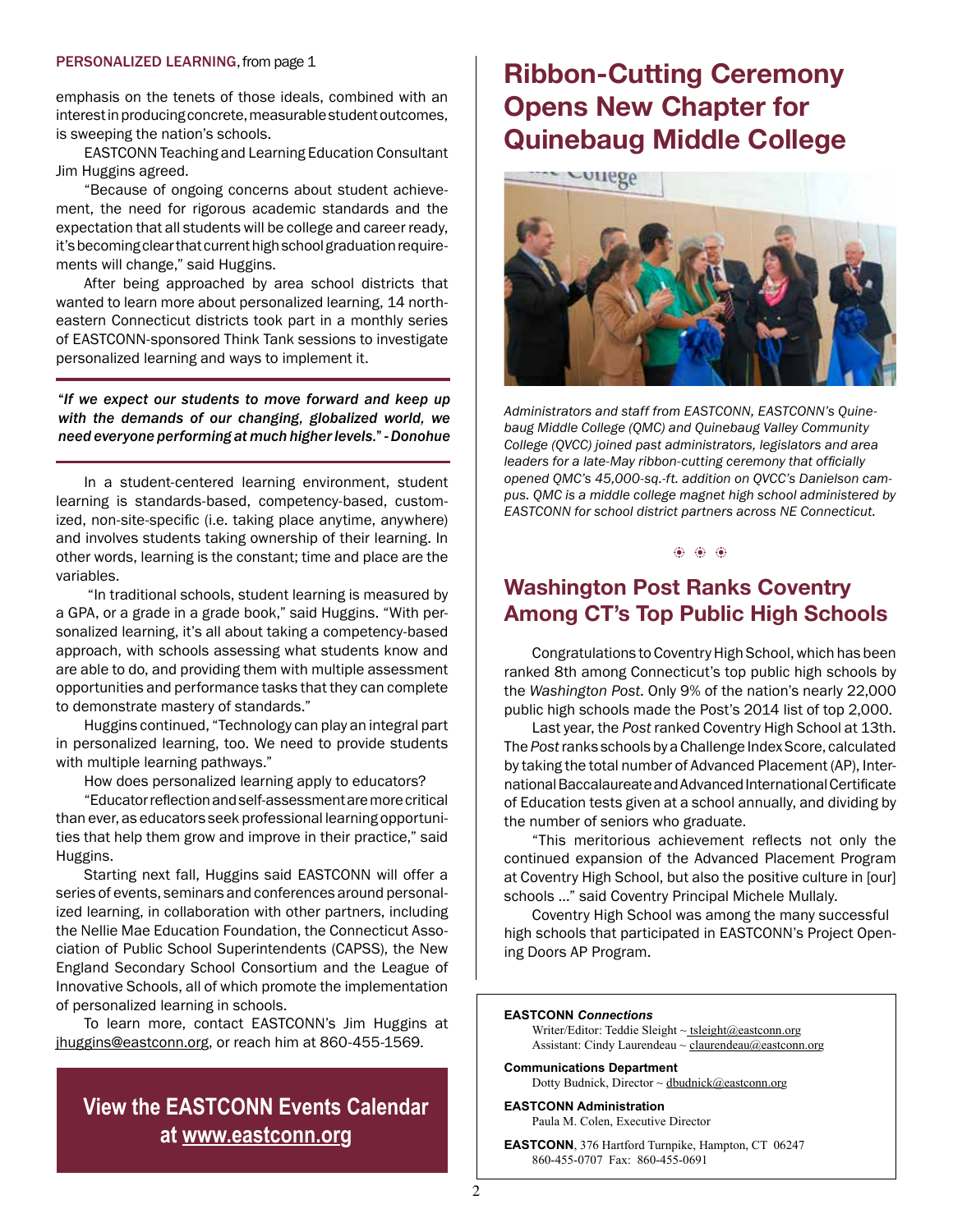**PERSONALIZED LEARNING**, from page 1

emphasis on the tenets of those ideals, combined with an interest in producing concrete, measurable student outcomes, is sweeping the nation's schools.

EASTCONN Teaching and Learning Education Consultant Jim Huggins agreed.

"Because of ongoing concerns about student achievement, the need for rigorous academic standards and the expectation that all students will be college and career ready, it's becoming clear that current high school graduation requirements will change," said Huggins.

After being approached by area school districts that wanted to learn more about personalized learning, 14 northeastern Connecticut districts took part in a monthly series of EASTCONN-sponsored Think Tank sessions to investigate personalized learning and ways to implement it.

> *"If we expect our students to move forward and keep up with the demands of our changing, globalized world, we need everyone performing at much higher levels." - Donohue*

In a student-centered learning environment, student learning is standards-based, competency-based, customized, non-site-specific (i.e. taking place anytime, anywhere) and involves students taking ownership of their learning. In other words, learning is the constant; time and place are the variables.

"In traditional schools, student learning is measured by a GPA, or a grade in a grade book," said Huggins. "With personalized learning, it's all about taking a competency-based approach, with schools assessing what students know and are able to do, and providing them with multiple assessment opportunities and performance tasks that they can complete to demonstrate mastery of standards."

Huggins continued, "Technology can play an integral part in personalized learning, too. We need to provide students with multiple learning pathways."

How does personalized learning apply to educators?

"Educator reflection and self-assessment are more critical than ever, as educators seek professional learning opportunities that help them grow and improve in their practice," said Huggins.

Starting next fall, Huggins said EASTCONN will offer a series of events, seminars and conferences around personalized learning, in collaboration with other partners, including the Nellie Mae Education Foundation, the Connecticut Association of Public School Superintendents (CAPSS), the New England Secondary School Consortium and the League of Innovative Schools, all of which promote the implementation of personalized learning in schools.

To learn more, contact EASTCONN's Jim Huggins at jhuggins@eastconn.org, or reach him at 860-455-1569.

**View the EASTCONN Events Calendar at www.eastconn.org**

# Ribbon-Cutting Ceremony Opens New Chapter for Quinebaug Middle College

*Administrators and staff from EASTCONN, EASTCONN's Quinebaug Middle College (QMC) and Quinebaug Valley Community College (QVCC) joined past administrators, legislators and area leaders for a late-May ribbon-cutting ceremony that officially opened QMC's 45,000-sq.-ft. addition on QVCC's Danielson campus. QMC is a middle college magnet high school administered by EASTCONN for school district partners across NE Connecticut.*

## Washington Post Ranks Coventry Among CT's Top Public High Schools

Congratulations to Coventry High School, which has been ranked 8th among Connecticut's top public high schools by the *Washington Post*. Only 9% of the nation's nearly 22,000 public high schools made the Post's 2014 list of top 2,000.

Last year, the *Post* ranked Coventry High School at 13th. The *Post* ranks schools by a Challenge Index Score, calculated by taking the total number of Advanced Placement (AP), International Baccalaureate and Advanced International Certificate of Education tests given at a school annually, and dividing by the number of seniors who graduate.

"This meritorious achievement reflects not only the continued expansion of the Advanced Placement Program at Coventry High School, but also the positive culture in [our] schools ..." said Coventry Principal Michele Mullaly.

Coventry High School was among the many successful high schools that participated in EASTCONN's Project Opening Doors AP Program.

**EASTCONN *Connections***
Writer/Editor: Teddie Sleight ~ tsleight@eastconn.org
Assistant: Cindy Laurendeau ~ claurendeau@eastconn.org

**Communications Department**
Dotty Budnick, Director ~ dbudnick@eastconn.org

**EASTCONN Administration**
Paula M. Colen, Executive Director

**EASTCONN**, 376 Hartford Turnpike, Hampton, CT 06247
860-455-0707 Fax: 860-455-0691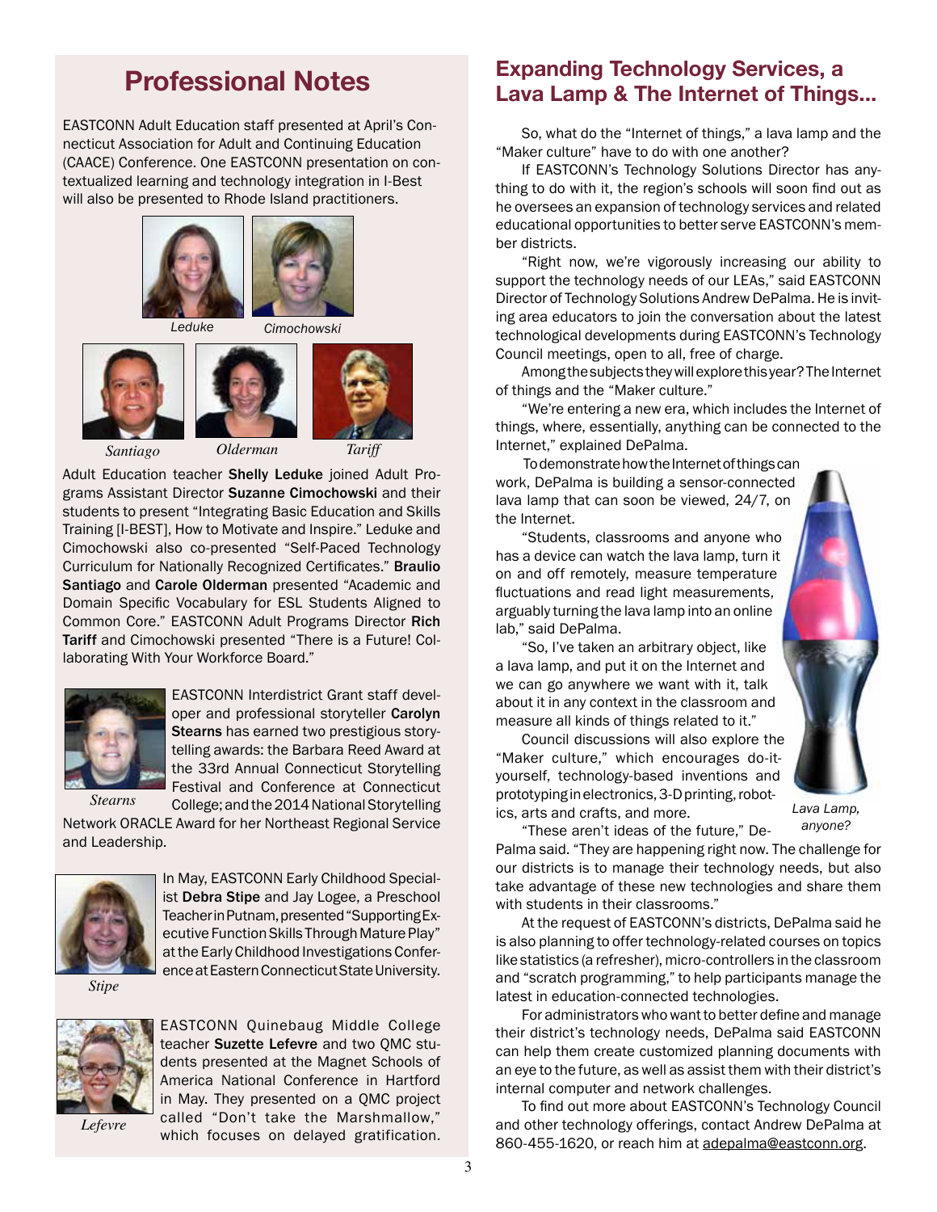## Professional Notes

EASTCONN Adult Education staff presented at April's Connecticut Association for Adult and Continuing Education (CAACE) Conference. One EASTCONN presentation on contextualized learning and technology integration in I-Best will also be presented to Rhode Island practitioners.

Leduke Cimochowski

Santiago Olderman Tariff

Adult Education teacher **Shelly Leduke** joined Adult Programs Assistant Director **Suzanne Cimochowski** and their students to present "Integrating Basic Education and Skills Training [I-BEST], How to Motivate and Inspire." Leduke and Cimochowski also co-presented "Self-Paced Technology Curriculum for Nationally Recognized Certificates." **Braulio Santiago** and **Carole Olderman** presented "Academic and Domain Specific Vocabulary for ESL Students Aligned to Common Core." EASTCONN Adult Programs Director **Rich Tariff** and Cimochowski presented "There is a Future! Collaborating With Your Workforce Board."

Stearns

EASTCONN Interdistrict Grant staff developer and professional storyteller **Carolyn Stearns** has earned two prestigious storytelling awards: the Barbara Reed Award at the 33rd Annual Connecticut Storytelling Festival and Conference at Connecticut College; and the 2014 National Storytelling Network ORACLE Award for her Northeast Regional Service and Leadership.

Stipe

In May, EASTCONN Early Childhood Specialist **Debra Stipe** and Jay Logee, a Preschool Teacher in Putnam, presented "Supporting Executive Function Skills Through Mature Play" at the Early Childhood Investigations Conference at Eastern Connecticut State University.

Lefevre

EASTCONN Quinebaug Middle College teacher **Suzette Lefevre** and two QMC students presented at the Magnet Schools of America National Conference in Hartford in May. They presented on a QMC project called "Don't take the Marshmallow," which focuses on delayed gratification.

## Expanding Technology Services, a Lava Lamp & The Internet of Things...

So, what do the "Internet of things," a lava lamp and the "Maker culture" have to do with one another?

If EASTCONN's Technology Solutions Director has anything to do with it, the region's schools will soon find out as he oversees an expansion of technology services and related educational opportunities to better serve EASTCONN's member districts.

"Right now, we're vigorously increasing our ability to support the technology needs of our LEAs," said EASTCONN Director of Technology Solutions Andrew DePalma. He is inviting area educators to join the conversation about the latest technological developments during EASTCONN's Technology Council meetings, open to all, free of charge.

Among the subjects they will explore this year? The Internet of things and the "Maker culture."

"We're entering a new era, which includes the Internet of things, where, essentially, anything can be connected to the Internet," explained DePalma.

To demonstrate how the Internet of things can work, DePalma is building a sensor-connected lava lamp that can soon be viewed, 24/7, on the Internet.

"Students, classrooms and anyone who has a device can watch the lava lamp, turn it on and off remotely, measure temperature fluctuations and read light measurements, arguably turning the lava lamp into an online lab," said DePalma.

"So, I've taken an arbitrary object, like a lava lamp, and put it on the Internet and we can go anywhere we want with it, talk about it in any context in the classroom and measure all kinds of things related to it."

Council discussions will also explore the "Maker culture," which encourages do-it-yourself, technology-based inventions and prototyping in electronics, 3-D printing, robotics, arts and crafts, and more.

*Lava Lamp, anyone?*

"These aren't ideas of the future," DePalma said. "They are happening right now. The challenge for our districts is to manage their technology needs, but also take advantage of these new technologies and share them with students in their classrooms."

At the request of EASTCONN's districts, DePalma said he is also planning to offer technology-related courses on topics like statistics (a refresher), micro-controllers in the classroom and "scratch programming," to help participants manage the latest in education-connected technologies.

For administrators who want to better define and manage their district's technology needs, DePalma said EASTCONN can help them create customized planning documents with an eye to the future, as well as assist them with their district's internal computer and network challenges.

To find out more about EASTCONN's Technology Council and other technology offerings, contact Andrew DePalma at 860-455-1620, or reach him at adepalma@eastconn.org.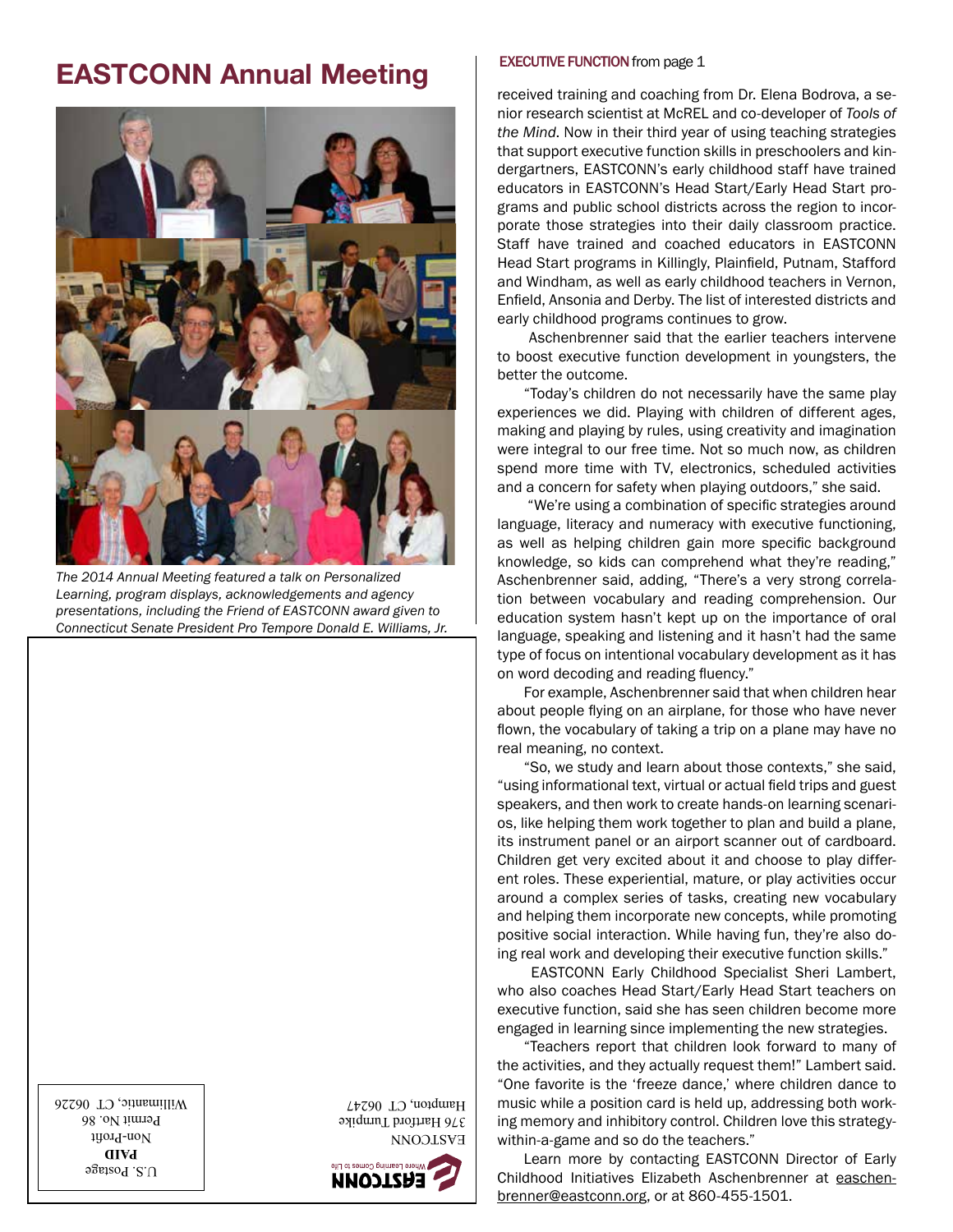# EASTCONN Annual Meeting

*The 2014 Annual Meeting featured a talk on Personalized Learning, program displays, acknowledgements and agency presentations, including the Friend of EASTCONN award given to Connecticut Senate President Pro Tempore Donald E. Williams, Jr.*

EASTCONN
Where Learning Comes to Life
EASTCONN
376 Hartford Turnpike
Hampton, CT 06247

U.S. Postage
**PAID**
Non-Profit
Permit No. 86
Willimantic, CT 06226

**EXECUTIVE FUNCTION** from page 1

received training and coaching from Dr. Elena Bodrova, a senior research scientist at McREL and co-developer of *Tools of the Mind*. Now in their third year of using teaching strategies that support executive function skills in preschoolers and kindergartners, EASTCONN's early childhood staff have trained educators in EASTCONN's Head Start/Early Head Start programs and public school districts across the region to incorporate those strategies into their daily classroom practice. Staff have trained and coached educators in EASTCONN Head Start programs in Killingly, Plainfield, Putnam, Stafford and Windham, as well as early childhood teachers in Vernon, Enfield, Ansonia and Derby. The list of interested districts and early childhood programs continues to grow.

Aschenbrenner said that the earlier teachers intervene to boost executive function development in youngsters, the better the outcome.

"Today's children do not necessarily have the same play experiences we did. Playing with children of different ages, making and playing by rules, using creativity and imagination were integral to our free time. Not so much now, as children spend more time with TV, electronics, scheduled activities and a concern for safety when playing outdoors," she said.

"We're using a combination of specific strategies around language, literacy and numeracy with executive functioning, as well as helping children gain more specific background knowledge, so kids can comprehend what they're reading," Aschenbrenner said, adding, "There's a very strong correlation between vocabulary and reading comprehension. Our education system hasn't kept up on the importance of oral language, speaking and listening and it hasn't had the same type of focus on intentional vocabulary development as it has on word decoding and reading fluency."

For example, Aschenbrenner said that when children hear about people flying on an airplane, for those who have never flown, the vocabulary of taking a trip on a plane may have no real meaning, no context.

"So, we study and learn about those contexts," she said, "using informational text, virtual or actual field trips and guest speakers, and then work to create hands-on learning scenarios, like helping them work together to plan and build a plane, its instrument panel or an airport scanner out of cardboard. Children get very excited about it and choose to play different roles. These experiential, mature, or play activities occur around a complex series of tasks, creating new vocabulary and helping them incorporate new concepts, while promoting positive social interaction. While having fun, they're also doing real work and developing their executive function skills."

EASTCONN Early Childhood Specialist Sheri Lambert, who also coaches Head Start/Early Head Start teachers on executive function, said she has seen children become more engaged in learning since implementing the new strategies.

"Teachers report that children look forward to many of the activities, and they actually request them!" Lambert said. "One favorite is the 'freeze dance,' where children dance to music while a position card is held up, addressing both working memory and inhibitory control. Children love this strategy-within-a-game and so do the teachers."

Learn more by contacting EASTCONN Director of Early Childhood Initiatives Elizabeth Aschenbrenner at easchenbrenner@eastconn.org, or at 860-455-1501.